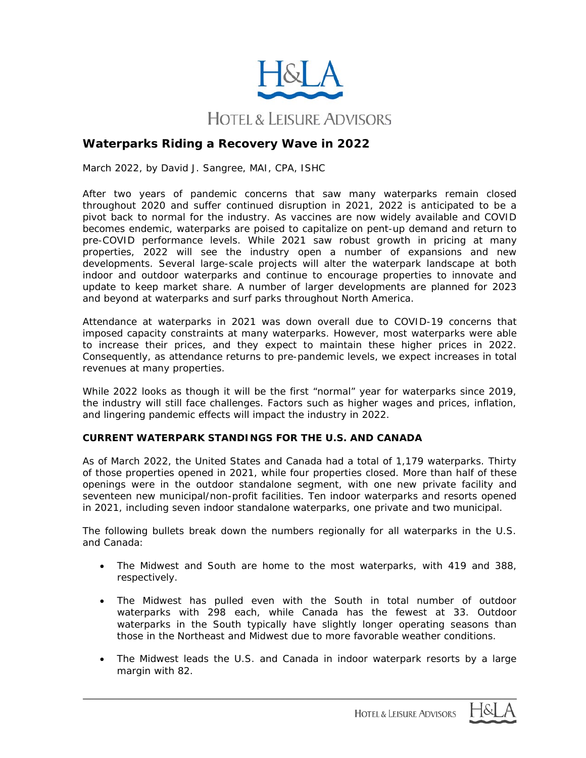# Waterparks Riding a Recovery Wave in 2022

March 2022, by David J. Sangree, MAI, CPA, ISHC

After two years of pandemic concerns that saw many waterparks remain closed throughout 2020 and suffer continued disruption in 2021, 2022 is anticipated to be a pivot back to normal for the industry. As vaccines are now widely available and COVID becomes endemic, waterparks are poised to capitalize on pent-up demand and return to pre-COVID performance levels. While 2021 saw robust growth in pricing at many properties, 2022 will see the industry open a number of expansions and new developments. Several large-scale projects will alter the waterpark landscape at both indoor and outdoor waterparks and continue to encourage properties to innovate and update to keep market share. A number of larger developments are planned for 2023 and beyond at waterparks and surf parks throughout North America.

Attendance at waterparks in 2021 was down overall due to COVID-19 concerns that imposed capacity constraints at many waterparks. However, most waterparks were able to increase their prices, and they expect to maintain these higher prices in 2022. Consequently, as attendance returns to pre-pandemic levels, we expect increases in total revenues at many properties.

While 2022 looks as though it will be the first "normal" year for waterparks since 2019, the industry will still face challenges. Factors such as higher wages and prices, inflation, and lingering pandemic effects will impact the industry in 2022.

## CURRENT WATERPARK STANDINGS FOR THE U.S. AND CANADA

As of March 2022, the United States and Canada had a total of 1,179 waterparks. Thirty of those properties opened in 2021, while four properties closed. More than half of these openings were in the outdoor standalone segment, with one new private facility and seventeen new municipal/non-profit facilities. Ten indoor waterparks and resorts opened in 2021, including seven indoor standalone waterparks, one private and two municipal.

The following bullets break down the numbers regionally for all waterparks in the U.S. and Canada:

- The Midwest and South are home to the most waterparks, with 419 and 388, respectively.
- The Midwest has pulled even with the South in total number of outdoor waterparks with 298 each, while Canada has the fewest at 33. Outdoor waterparks in the South typically have slightly longer operating seasons than those in the Northeast and Midwest due to more favorable weather conditions.
- The Midwest leads the U.S. and Canada in indoor waterpark resorts by a large margin with 82.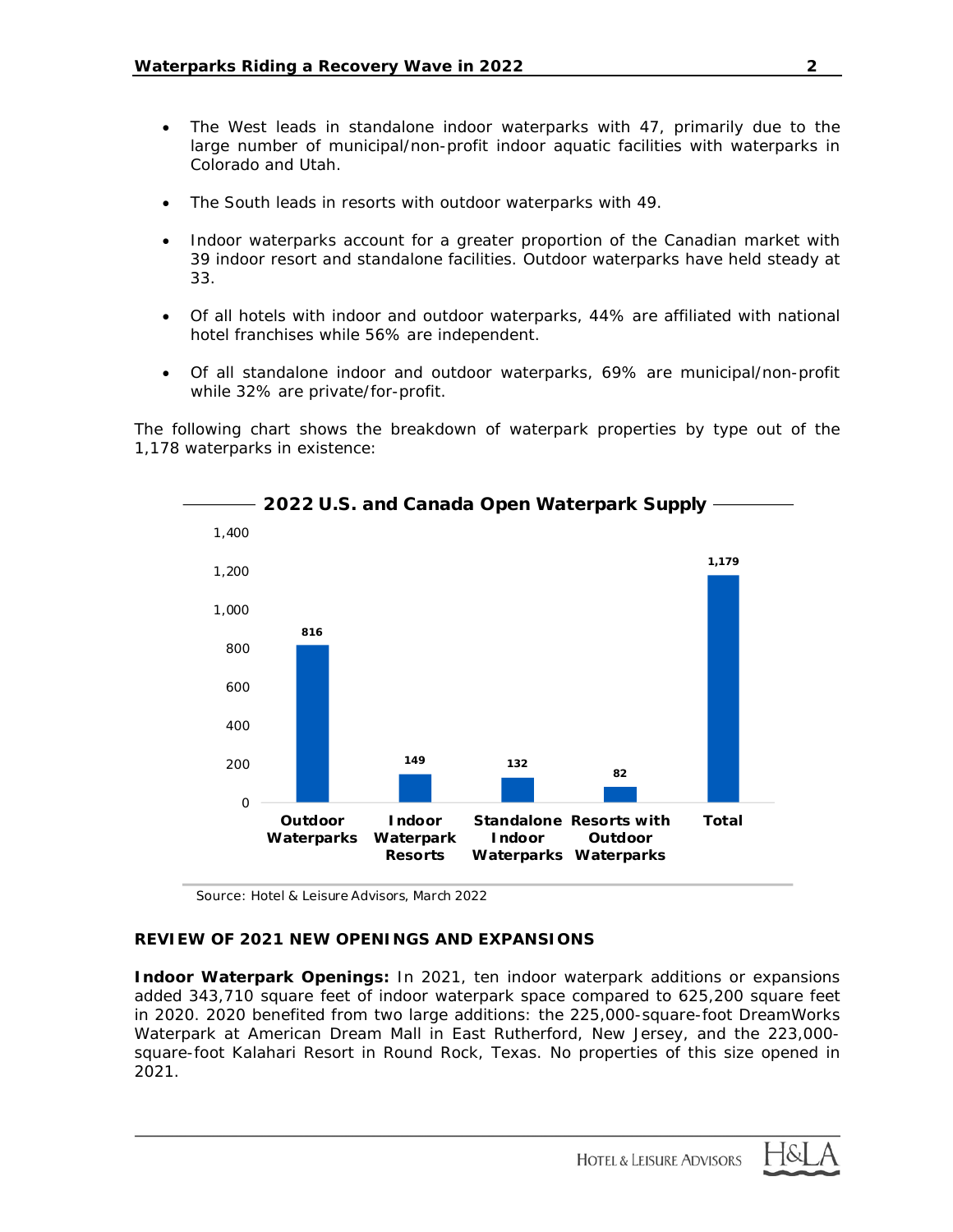- The West leads in standalone indoor waterparks with 47, primarily due to the large number of municipal/non-profit indoor aquatic facilities with waterparks in Colorado and Utah.
- The South leads in resorts with outdoor waterparks with 49.
- Indoor waterparks account for a greater proportion of the Canadian market with 39 indoor resort and standalone facilities. Outdoor waterparks have held steady at 33.
- Of all hotels with indoor and outdoor waterparks, 44% are affiliated with national hotel franchises while 56% are independent.
- Of all standalone indoor and outdoor waterparks, 69% are municipal/non-profit while 32% are private/for-profit.

The following chart shows the breakdown of waterpark properties by type out of the 1,178 waterparks in existence:

**2022 U.S. and Canada Open Waterpark Supply**

| Type | Count |
|---|---|
| Outdoor Waterparks | 816 |
| Indoor Waterpark Resorts | 149 |
| Standalone Indoor Waterparks | 132 |
| Resorts with Outdoor Waterparks | 82 |
| Total | 1,179 |

Source: Hotel & Leisure Advisors, March 2022

## REVIEW OF 2021 NEW OPENINGS AND EXPANSIONS

**Indoor Waterpark Openings:** In 2021, ten indoor waterpark additions or expansions added 343,710 square feet of indoor waterpark space compared to 625,200 square feet in 2020. 2020 benefited from two large additions: the 225,000-square-foot DreamWorks Waterpark at American Dream Mall in East Rutherford, New Jersey, and the 223,000-square-foot Kalahari Resort in Round Rock, Texas. No properties of this size opened in 2021.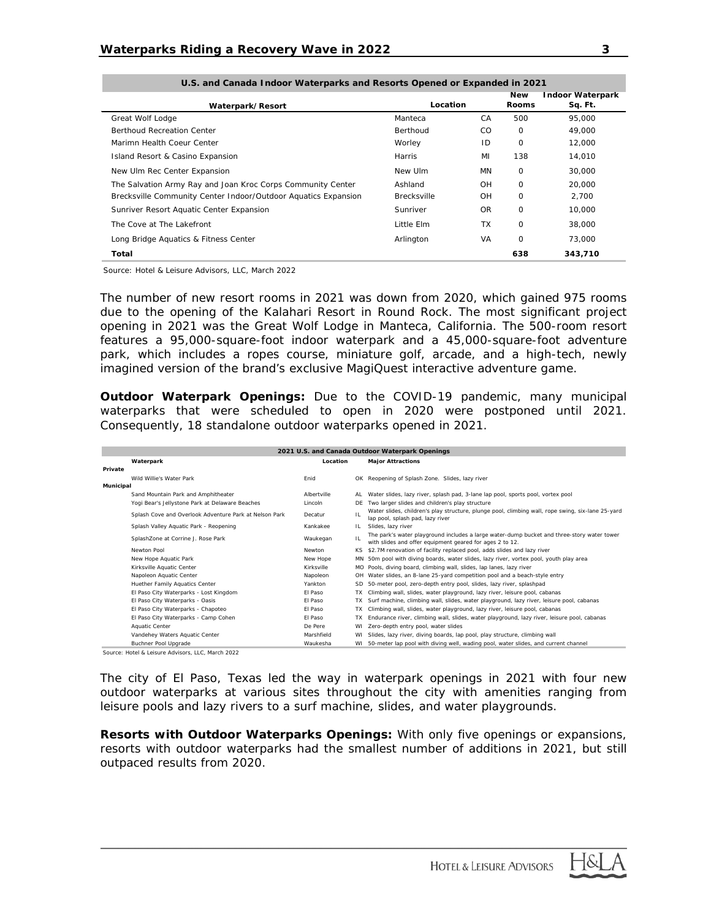**U.S. and Canada Indoor Waterparks and Resorts Opened or Expanded in 2021**

| Waterpark/Resort | Location | | New Rooms | Indoor Waterpark Sq. Ft. |
|---|---|---|---|---|
| Great Wolf Lodge | Manteca | CA | 500 | 95,000 |
| Berthoud Recreation Center | Berthoud | CO | 0 | 49,000 |
| Marimn Health Coeur Center | Worley | ID | 0 | 12,000 |
| Island Resort & Casino Expansion | Harris | MI | 138 | 14,010 |
| New Ulm Rec Center Expansion | New Ulm | MN | 0 | 30,000 |
| The Salvation Army Ray and Joan Kroc Corps Community Center | Ashland | OH | 0 | 20,000 |
| Brecksville Community Center Indoor/Outdoor Aquatics Expansion | Brecksville | OH | 0 | 2,700 |
| Sunriver Resort Aquatic Center Expansion | Sunriver | OR | 0 | 10,000 |
| The Cove at The Lakefront | Little Elm | TX | 0 | 38,000 |
| Long Bridge Aquatics & Fitness Center | Arlington | VA | 0 | 73,000 |
| **Total** | | | **638** | **343,710** |

Source: Hotel & Leisure Advisors, LLC, March 2022

The number of new resort rooms in 2021 was down from 2020, which gained 975 rooms due to the opening of the Kalahari Resort in Round Rock. The most significant project opening in 2021 was the Great Wolf Lodge in Manteca, California. The 500-room resort features a 95,000-square-foot indoor waterpark and a 45,000-square-foot adventure park, which includes a ropes course, miniature golf, arcade, and a high-tech, newly imagined version of the brand's exclusive MagiQuest interactive adventure game.

**Outdoor Waterpark Openings:** Due to the COVID-19 pandemic, many municipal waterparks that were scheduled to open in 2020 were postponed until 2021. Consequently, 18 standalone outdoor waterparks opened in 2021.

**2021 U.S. and Canada Outdoor Waterpark Openings**

| | Waterpark | Location | | Major Attractions |
|---|---|---|---|---|
| **Private** | | | | |
| | Wild Willie's Water Park | Enid | OK | Reopening of Splash Zone. Slides, lazy river |
| **Municipal** | | | | |
| | Sand Mountain Park and Amphitheater | Albertville | AL | Water slides, lazy river, splash pad, 3-lane lap pool, sports pool, vortex pool |
| | Yogi Bear's Jellystone Park at Delaware Beaches | Lincoln | DE | Two larger slides and children's play structure |
| | Splash Cove and Overlook Adventure Park at Nelson Park | Decatur | IL | Water slides, children's play structure, plunge pool, climbing wall, rope swing, six-lane 25-yard lap pool, splash pad, lazy river |
| | Splash Valley Aquatic Park - Reopening | Kankakee | IL | Slides, lazy river |
| | SplashZone at Corrine J. Rose Park | Waukegan | IL | The park's water playground includes a large water-dump bucket and three-story water tower with slides and offer equipment geared for ages 2 to 12. |
| | Newton Pool | Newton | KS | $2.7M renovation of facility replaced pool, adds slides and lazy river |
| | New Hope Aquatic Park | New Hope | MN | 50m pool with diving boards, water slides, lazy river, vortex pool, youth play area |
| | Kirksville Aquatic Center | Kirksville | MO | Pools, diving board, climbing wall, slides, lap lanes, lazy river |
| | Napoleon Aquatic Center | Napoleon | OH | Water slides, an 8-lane 25-yard competition pool and a beach-style entry |
| | Huether Family Aquatics Center | Yankton | SD | 50-meter pool, zero-depth entry pool, slides, lazy river, splashpad |
| | El Paso City Waterparks - Lost Kingdom | El Paso | TX | Climbing wall, slides, water playground, lazy river, leisure pool, cabanas |
| | El Paso City Waterparks - Oasis | El Paso | TX | Surf machine, climbing wall, slides, water playground, lazy river, leisure pool, cabanas |
| | El Paso City Waterparks - Chapoteo | El Paso | TX | Climbing wall, slides, water playground, lazy river, leisure pool, cabanas |
| | El Paso City Waterparks - Camp Cohen | El Paso | TX | Endurance river, climbing wall, slides, water playground, lazy river, leisure pool, cabanas |
| | Aquatic Center | De Pere | WI | Zero-depth entry pool, water slides |
| | Vandehey Waters Aquatic Center | Marshfield | WI | Slides, lazy river, diving boards, lap pool, play structure, climbing wall |
| | Buchner Pool Upgrade | Waukesha | WI | 50-meter lap pool with diving well, wading pool, water slides, and current channel |

Source: Hotel & Leisure Advisors, LLC, March 2022

The city of El Paso, Texas led the way in waterpark openings in 2021 with four new outdoor waterparks at various sites throughout the city with amenities ranging from leisure pools and lazy rivers to a surf machine, slides, and water playgrounds.

**Resorts with Outdoor Waterparks Openings:** With only five openings or expansions, resorts with outdoor waterparks had the smallest number of additions in 2021, but still outpaced results from 2020.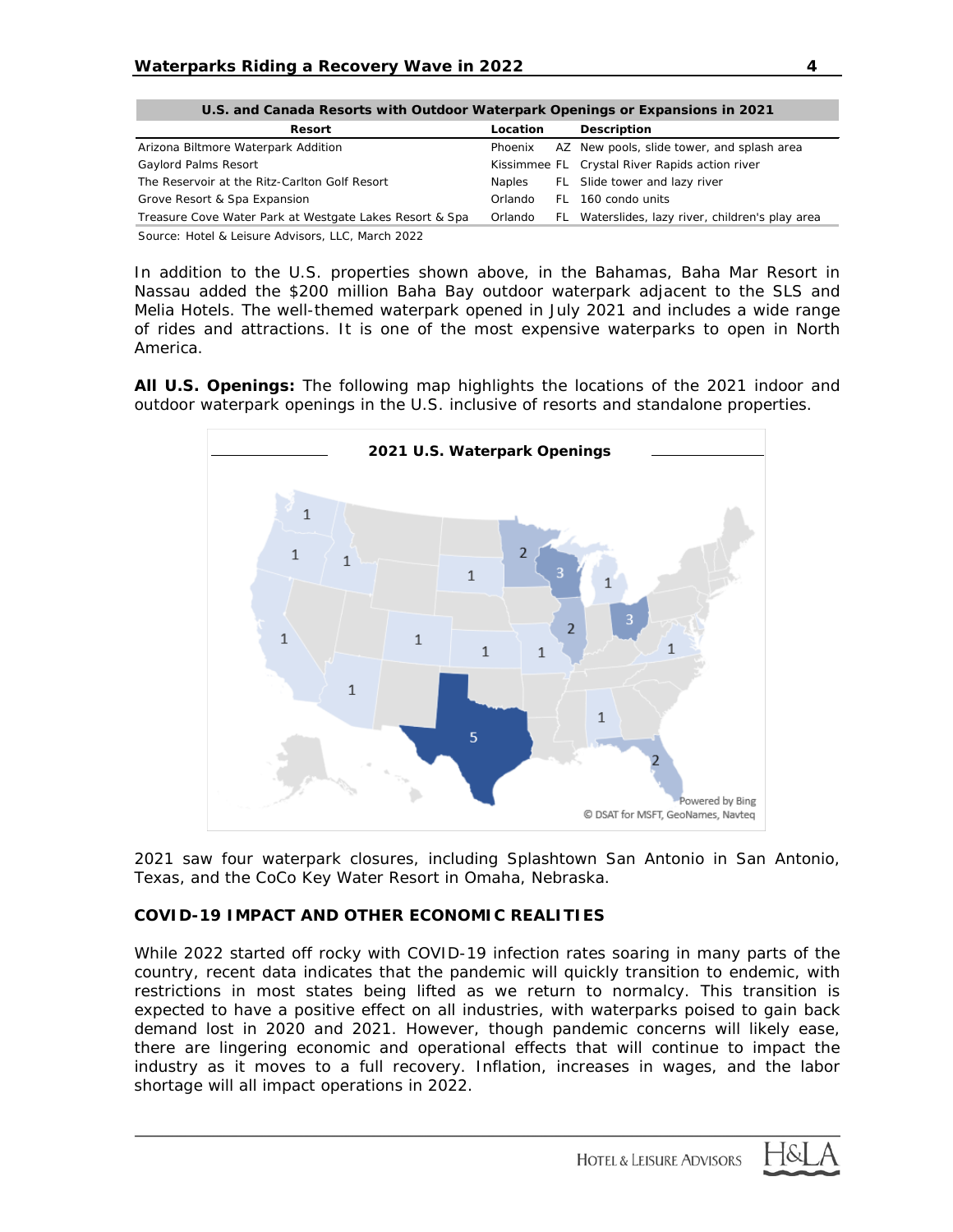**U.S. and Canada Resorts with Outdoor Waterpark Openings or Expansions in 2021**

| Resort | Location | | Description |
|---|---|---|---|
| Arizona Biltmore Waterpark Addition | Phoenix | AZ | New pools, slide tower, and splash area |
| Gaylord Palms Resort | Kissimmee | FL | Crystal River Rapids action river |
| The Reservoir at the Ritz-Carlton Golf Resort | Naples | FL | Slide tower and lazy river |
| Grove Resort & Spa Expansion | Orlando | FL | 160 condo units |
| Treasure Cove Water Park at Westgate Lakes Resort & Spa | Orlando | FL | Waterslides, lazy river, children's play area |

Source: Hotel & Leisure Advisors, LLC, March 2022

In addition to the U.S. properties shown above, in the Bahamas, Baha Mar Resort in Nassau added the $200 million Baha Bay outdoor waterpark adjacent to the SLS and Melia Hotels. The well-themed waterpark opened in July 2021 and includes a wide range of rides and attractions. It is one of the most expensive waterparks to open in North America.

**All U.S. Openings:** The following map highlights the locations of the 2021 indoor and outdoor waterpark openings in the U.S. inclusive of resorts and standalone properties.

**2021 U.S. Waterpark Openings**

2021 saw four waterpark closures, including Splashtown San Antonio in San Antonio, Texas, and the CoCo Key Water Resort in Omaha, Nebraska.

## COVID-19 IMPACT AND OTHER ECONOMIC REALITIES

While 2022 started off rocky with COVID-19 infection rates soaring in many parts of the country, recent data indicates that the pandemic will quickly transition to endemic, with restrictions in most states being lifted as we return to normalcy. This transition is expected to have a positive effect on all industries, with waterparks poised to gain back demand lost in 2020 and 2021. However, though pandemic concerns will likely ease, there are lingering economic and operational effects that will continue to impact the industry as it moves to a full recovery. Inflation, increases in wages, and the labor shortage will all impact operations in 2022.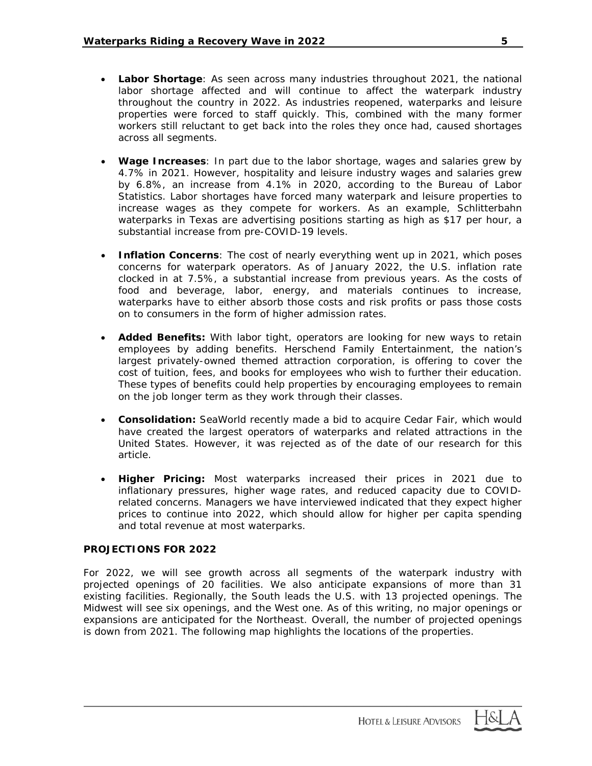- **Labor Shortage**: As seen across many industries throughout 2021, the national labor shortage affected and will continue to affect the waterpark industry throughout the country in 2022. As industries reopened, waterparks and leisure properties were forced to staff quickly. This, combined with the many former workers still reluctant to get back into the roles they once had, caused shortages across all segments.

- **Wage Increases**: In part due to the labor shortage, wages and salaries grew by 4.7% in 2021. However, hospitality and leisure industry wages and salaries grew by 6.8%, an increase from 4.1% in 2020, according to the Bureau of Labor Statistics. Labor shortages have forced many waterpark and leisure properties to increase wages as they compete for workers. As an example, Schlitterbahn waterparks in Texas are advertising positions starting as high as $17 per hour, a substantial increase from pre-COVID-19 levels.

- **Inflation Concerns**: The cost of nearly everything went up in 2021, which poses concerns for waterpark operators. As of January 2022, the U.S. inflation rate clocked in at 7.5%, a substantial increase from previous years. As the costs of food and beverage, labor, energy, and materials continues to increase, waterparks have to either absorb those costs and risk profits or pass those costs on to consumers in the form of higher admission rates.

- **Added Benefits:** With labor tight, operators are looking for new ways to retain employees by adding benefits. Herschend Family Entertainment, the nation's largest privately-owned themed attraction corporation, is offering to cover the cost of tuition, fees, and books for employees who wish to further their education. These types of benefits could help properties by encouraging employees to remain on the job longer term as they work through their classes.

- **Consolidation:** SeaWorld recently made a bid to acquire Cedar Fair, which would have created the largest operators of waterparks and related attractions in the United States. However, it was rejected as of the date of our research for this article.

- **Higher Pricing:** Most waterparks increased their prices in 2021 due to inflationary pressures, higher wage rates, and reduced capacity due to COVID-related concerns. Managers we have interviewed indicated that they expect higher prices to continue into 2022, which should allow for higher per capita spending and total revenue at most waterparks.

## PROJECTIONS FOR 2022

For 2022, we will see growth across all segments of the waterpark industry with projected openings of 20 facilities. We also anticipate expansions of more than 31 existing facilities. Regionally, the South leads the U.S. with 13 projected openings. The Midwest will see six openings, and the West one. As of this writing, no major openings or expansions are anticipated for the Northeast. Overall, the number of projected openings is down from 2021. The following map highlights the locations of the properties.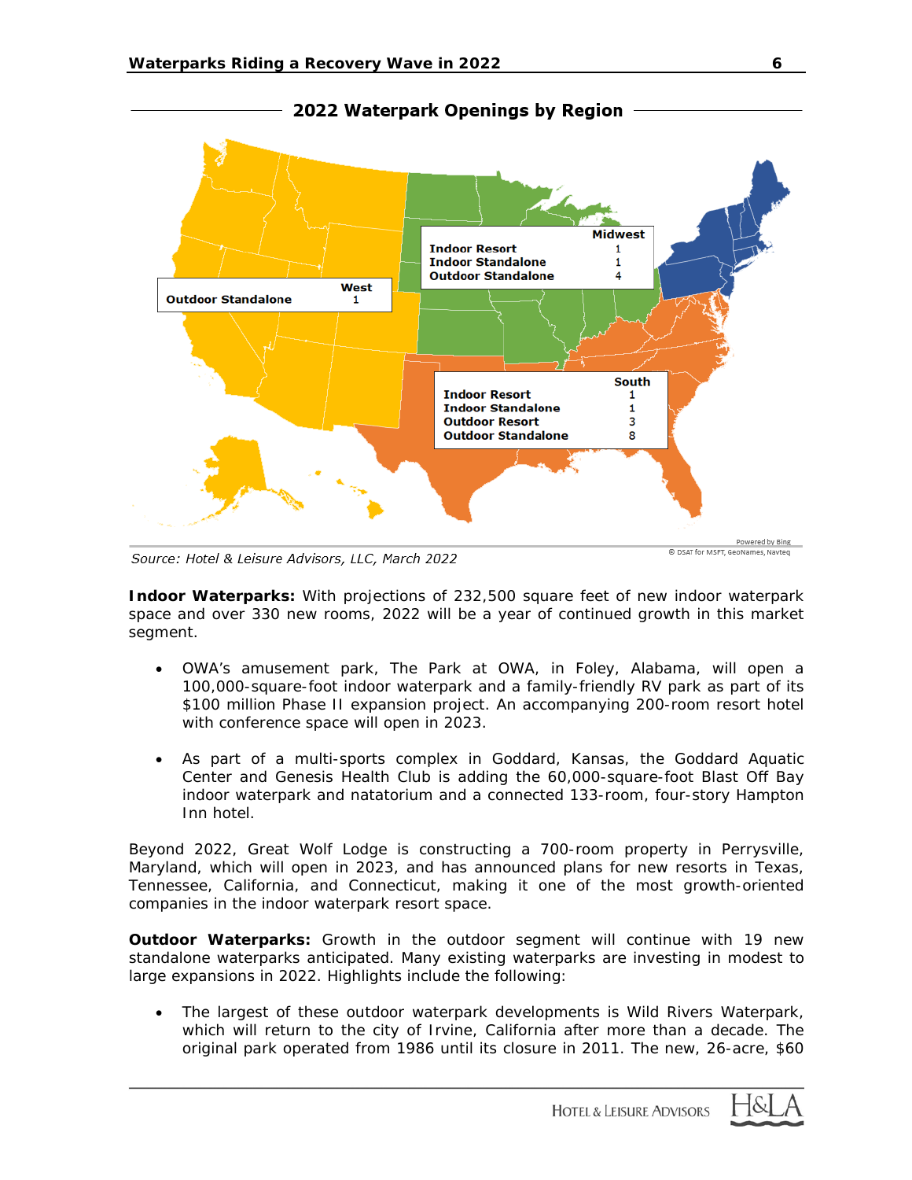## 2022 Waterpark Openings by Region

| West | |
|---|---|
| Outdoor Standalone | 1 |

| Midwest | |
|---|---|
| Indoor Resort | 1 |
| Indoor Standalone | 1 |
| Outdoor Standalone | 4 |

| South | |
|---|---|
| Indoor Resort | 1 |
| Indoor Standalone | 1 |
| Outdoor Resort | 3 |
| Outdoor Standalone | 8 |

*Source: Hotel & Leisure Advisors, LLC, March 2022*

**Indoor Waterparks:** With projections of 232,500 square feet of new indoor waterpark space and over 330 new rooms, 2022 will be a year of continued growth in this market segment.

- OWA's amusement park, The Park at OWA, in Foley, Alabama, will open a 100,000-square-foot indoor waterpark and a family-friendly RV park as part of its $100 million Phase II expansion project. An accompanying 200-room resort hotel with conference space will open in 2023.
- As part of a multi-sports complex in Goddard, Kansas, the Goddard Aquatic Center and Genesis Health Club is adding the 60,000-square-foot Blast Off Bay indoor waterpark and natatorium and a connected 133-room, four-story Hampton Inn hotel.

Beyond 2022, Great Wolf Lodge is constructing a 700-room property in Perrysville, Maryland, which will open in 2023, and has announced plans for new resorts in Texas, Tennessee, California, and Connecticut, making it one of the most growth-oriented companies in the indoor waterpark resort space.

**Outdoor Waterparks:** Growth in the outdoor segment will continue with 19 new standalone waterparks anticipated. Many existing waterparks are investing in modest to large expansions in 2022. Highlights include the following:

- The largest of these outdoor waterpark developments is Wild Rivers Waterpark, which will return to the city of Irvine, California after more than a decade. The original park operated from 1986 until its closure in 2011. The new, 26-acre, $60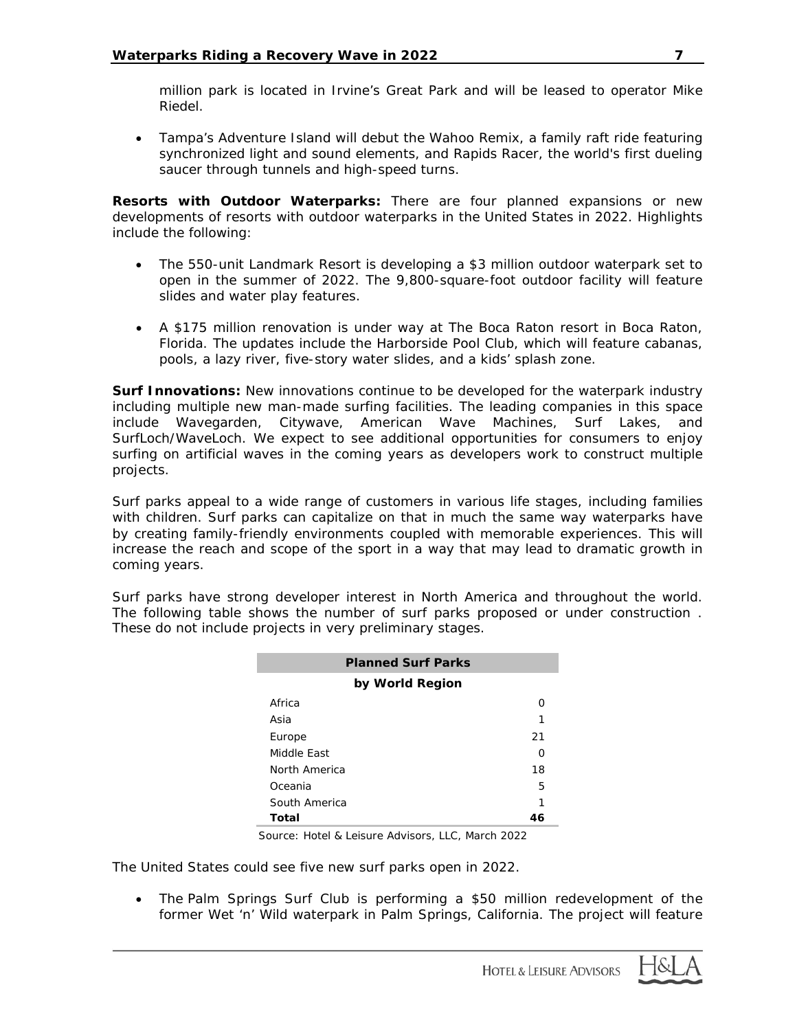million park is located in Irvine's Great Park and will be leased to operator Mike Riedel.

- Tampa's Adventure Island will debut the Wahoo Remix, a family raft ride featuring synchronized light and sound elements, and Rapids Racer, the world's first dueling saucer through tunnels and high-speed turns.

**Resorts with Outdoor Waterparks:** There are four planned expansions or new developments of resorts with outdoor waterparks in the United States in 2022. Highlights include the following:

- The 550-unit Landmark Resort is developing a $3 million outdoor waterpark set to open in the summer of 2022. The 9,800-square-foot outdoor facility will feature slides and water play features.

- A $175 million renovation is under way at The Boca Raton resort in Boca Raton, Florida. The updates include the Harborside Pool Club, which will feature cabanas, pools, a lazy river, five-story water slides, and a kids' splash zone.

**Surf Innovations:** New innovations continue to be developed for the waterpark industry including multiple new man-made surfing facilities. The leading companies in this space include Wavegarden, Citywave, American Wave Machines, Surf Lakes, and SurfLoch/WaveLoch. We expect to see additional opportunities for consumers to enjoy surfing on artificial waves in the coming years as developers work to construct multiple projects.

Surf parks appeal to a wide range of customers in various life stages, including families with children. Surf parks can capitalize on that in much the same way waterparks have by creating family-friendly environments coupled with memorable experiences. This will increase the reach and scope of the sport in a way that may lead to dramatic growth in coming years.

Surf parks have strong developer interest in North America and throughout the world. The following table shows the number of surf parks proposed or under construction . These do not include projects in very preliminary stages.

| Planned Surf Parks by World Region | |
|---|---|
| Africa | 0 |
| Asia | 1 |
| Europe | 21 |
| Middle East | 0 |
| North America | 18 |
| Oceania | 5 |
| South America | 1 |
| **Total** | **46** |

Source: Hotel & Leisure Advisors, LLC, March 2022

The United States could see five new surf parks open in 2022.

- The Palm Springs Surf Club is performing a $50 million redevelopment of the former Wet 'n' Wild waterpark in Palm Springs, California. The project will feature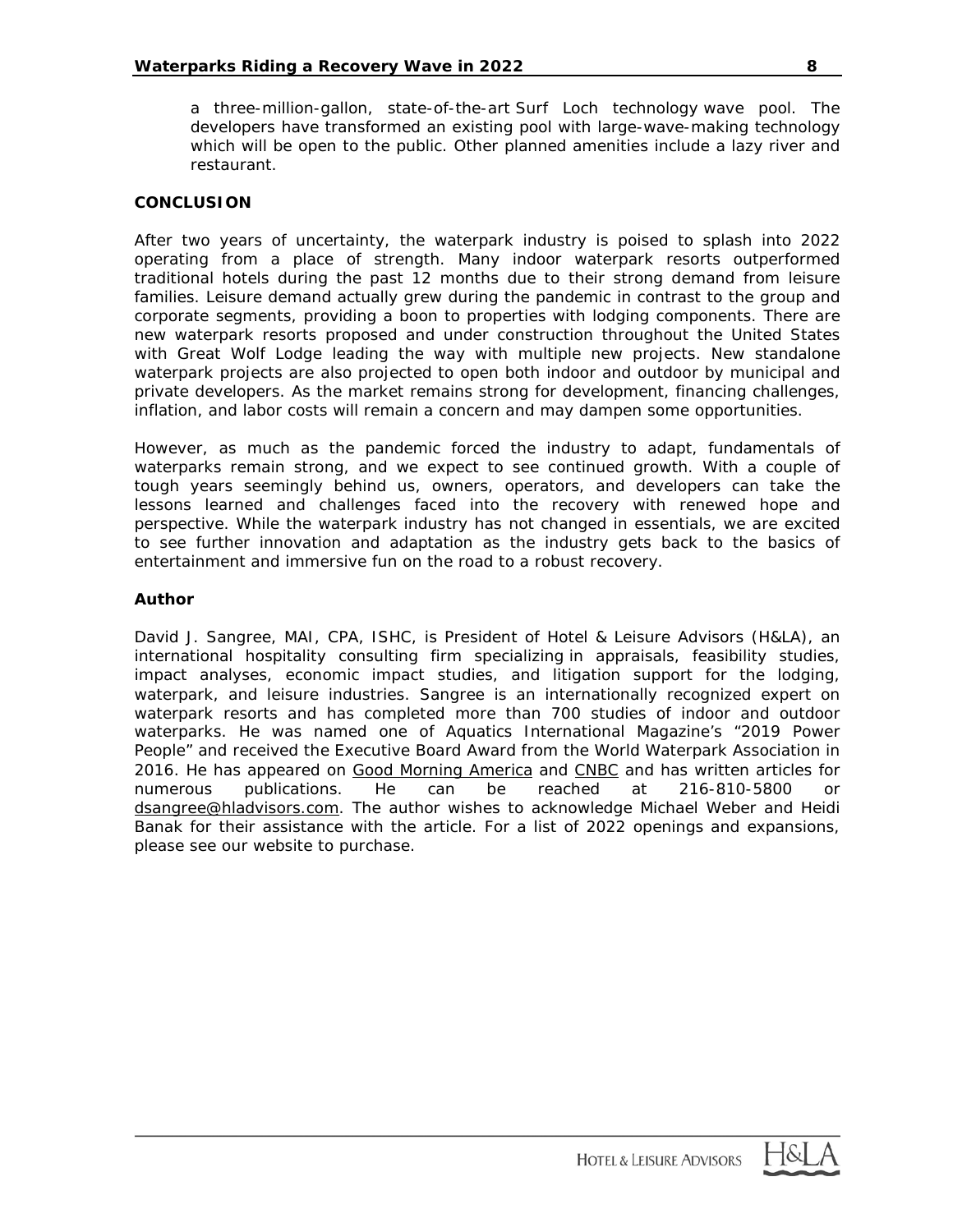a three-million-gallon, state-of-the-art Surf Loch technology wave pool. The developers have transformed an existing pool with large-wave-making technology which will be open to the public. Other planned amenities include a lazy river and restaurant.

## CONCLUSION

After two years of uncertainty, the waterpark industry is poised to splash into 2022 operating from a place of strength. Many indoor waterpark resorts outperformed traditional hotels during the past 12 months due to their strong demand from leisure families. Leisure demand actually grew during the pandemic in contrast to the group and corporate segments, providing a boon to properties with lodging components. There are new waterpark resorts proposed and under construction throughout the United States with Great Wolf Lodge leading the way with multiple new projects. New standalone waterpark projects are also projected to open both indoor and outdoor by municipal and private developers. As the market remains strong for development, financing challenges, inflation, and labor costs will remain a concern and may dampen some opportunities.

However, as much as the pandemic forced the industry to adapt, fundamentals of waterparks remain strong, and we expect to see continued growth. With a couple of tough years seemingly behind us, owners, operators, and developers can take the lessons learned and challenges faced into the recovery with renewed hope and perspective. While the waterpark industry has not changed in essentials, we are excited to see further innovation and adaptation as the industry gets back to the basics of entertainment and immersive fun on the road to a robust recovery.

### Author

David J. Sangree, MAI, CPA, ISHC, is President of Hotel & Leisure Advisors (H&LA), an international hospitality consulting firm specializing in appraisals, feasibility studies, impact analyses, economic impact studies, and litigation support for the lodging, waterpark, and leisure industries. Sangree is an internationally recognized expert on waterpark resorts and has completed more than 700 studies of indoor and outdoor waterparks. He was named one of Aquatics International Magazine's "2019 Power People" and received the Executive Board Award from the World Waterpark Association in 2016. He has appeared on Good Morning America and CNBC and has written articles for numerous publications. He can be reached at 216-810-5800 or dsangree@hladvisors.com. The author wishes to acknowledge Michael Weber and Heidi Banak for their assistance with the article. For a list of 2022 openings and expansions, please see our website to purchase.